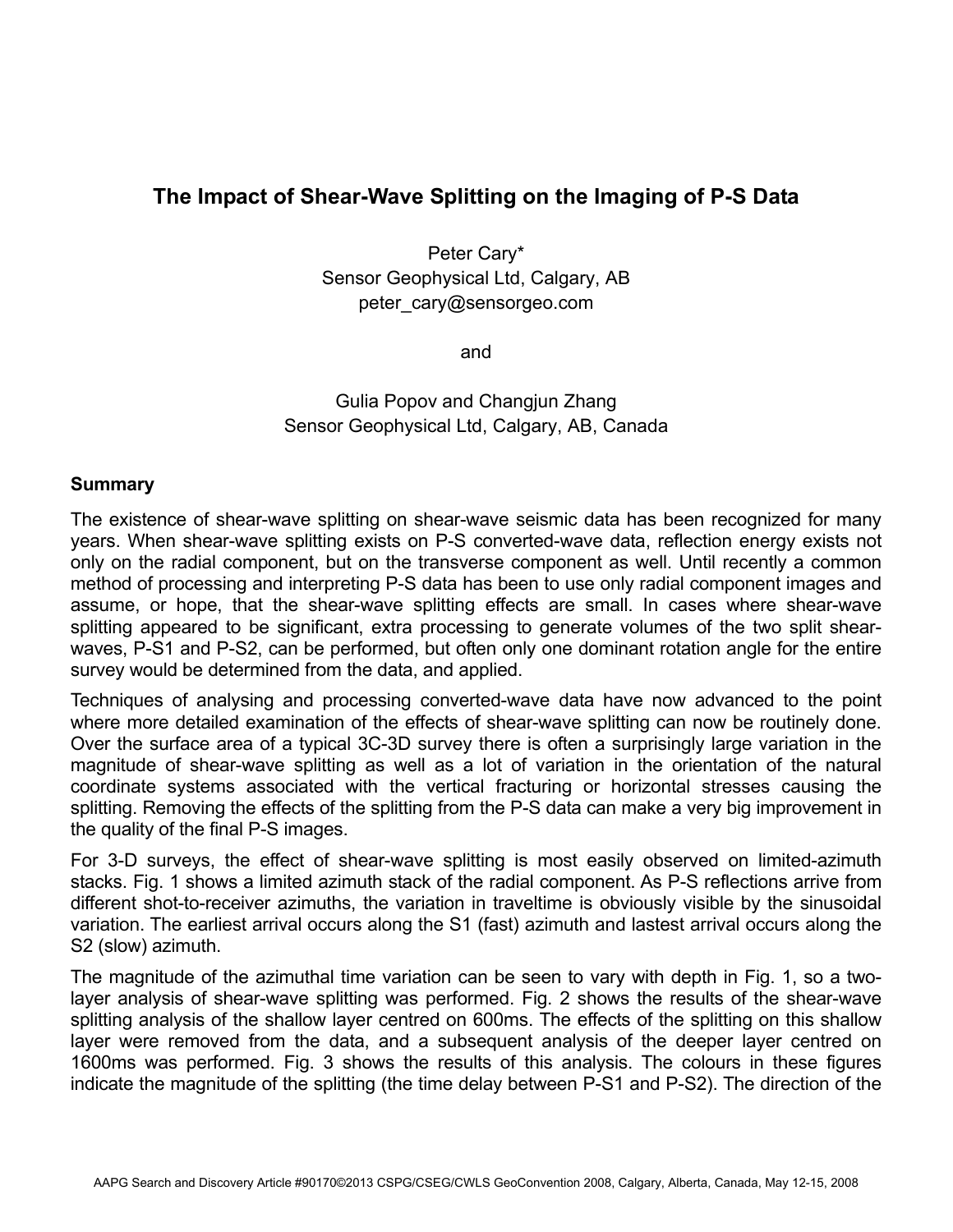# The Impact of Shear-Wave Splitting on the Imaging of P-S Data

Peter Cary*
Sensor Geophysical Ltd, Calgary, AB
peter_cary@sensorgeo.com

and

Gulia Popov and Changjun Zhang
Sensor Geophysical Ltd, Calgary, AB, Canada

## Summary

The existence of shear-wave splitting on shear-wave seismic data has been recognized for many years. When shear-wave splitting exists on P-S converted-wave data, reflection energy exists not only on the radial component, but on the transverse component as well. Until recently a common method of processing and interpreting P-S data has been to use only radial component images and assume, or hope, that the shear-wave splitting effects are small. In cases where shear-wave splitting appeared to be significant, extra processing to generate volumes of the two split shear-waves, P-S1 and P-S2, can be performed, but often only one dominant rotation angle for the entire survey would be determined from the data, and applied.

Techniques of analysing and processing converted-wave data have now advanced to the point where more detailed examination of the effects of shear-wave splitting can now be routinely done. Over the surface area of a typical 3C-3D survey there is often a surprisingly large variation in the magnitude of shear-wave splitting as well as a lot of variation in the orientation of the natural coordinate systems associated with the vertical fracturing or horizontal stresses causing the splitting. Removing the effects of the splitting from the P-S data can make a very big improvement in the quality of the final P-S images.

For 3-D surveys, the effect of shear-wave splitting is most easily observed on limited-azimuth stacks. Fig. 1 shows a limited azimuth stack of the radial component. As P-S reflections arrive from different shot-to-receiver azimuths, the variation in traveltime is obviously visible by the sinusoidal variation. The earliest arrival occurs along the S1 (fast) azimuth and lastest arrival occurs along the S2 (slow) azimuth.

The magnitude of the azimuthal time variation can be seen to vary with depth in Fig. 1, so a two-layer analysis of shear-wave splitting was performed. Fig. 2 shows the results of the shear-wave splitting analysis of the shallow layer centred on 600ms. The effects of the splitting on this shallow layer were removed from the data, and a subsequent analysis of the deeper layer centred on 1600ms was performed. Fig. 3 shows the results of this analysis. The colours in these figures indicate the magnitude of the splitting (the time delay between P-S1 and P-S2). The direction of the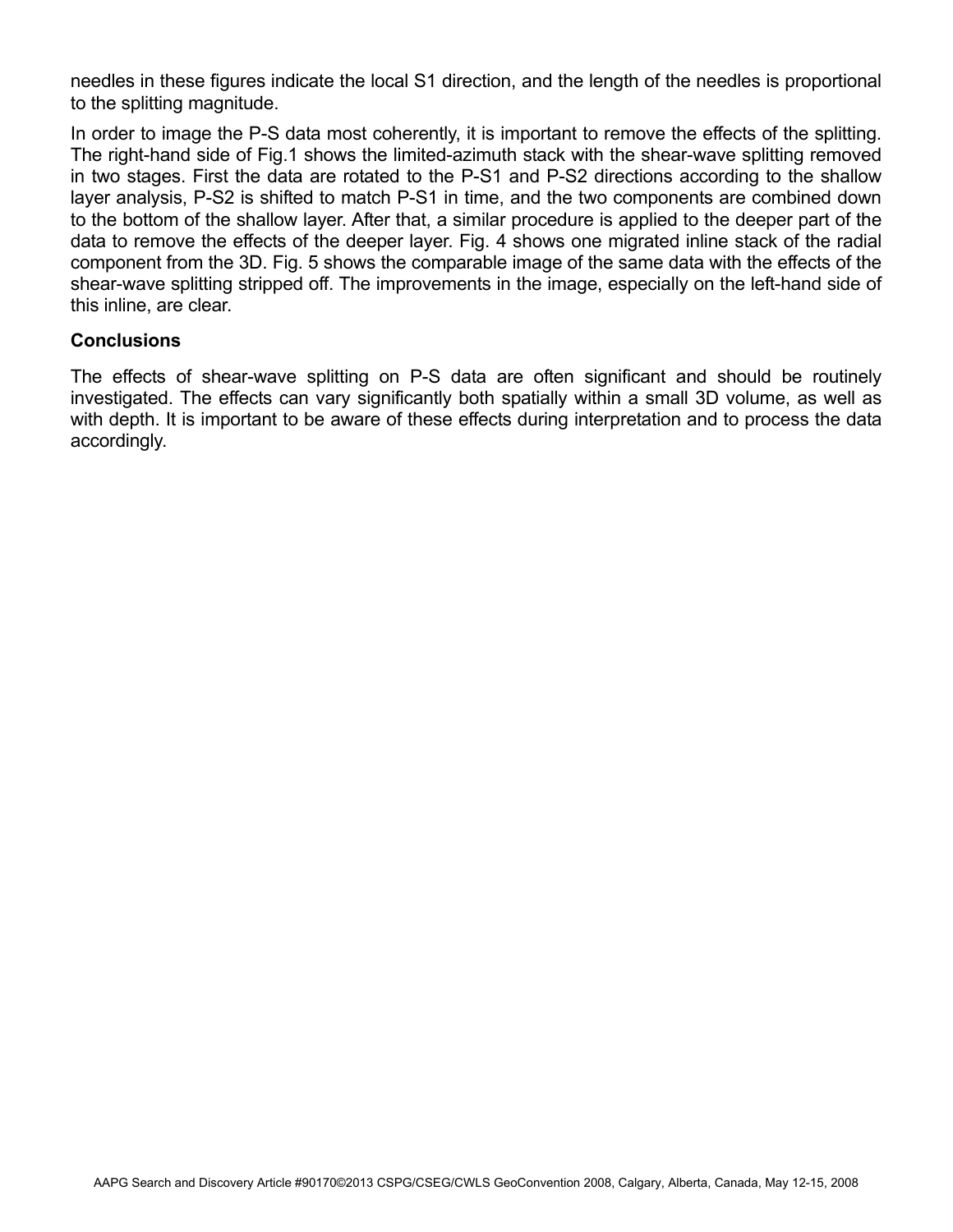needles in these figures indicate the local S1 direction, and the length of the needles is proportional to the splitting magnitude.

In order to image the P-S data most coherently, it is important to remove the effects of the splitting. The right-hand side of Fig.1 shows the limited-azimuth stack with the shear-wave splitting removed in two stages. First the data are rotated to the P-S1 and P-S2 directions according to the shallow layer analysis, P-S2 is shifted to match P-S1 in time, and the two components are combined down to the bottom of the shallow layer. After that, a similar procedure is applied to the deeper part of the data to remove the effects of the deeper layer. Fig. 4 shows one migrated inline stack of the radial component from the 3D. Fig. 5 shows the comparable image of the same data with the effects of the shear-wave splitting stripped off. The improvements in the image, especially on the left-hand side of this inline, are clear.

## Conclusions

The effects of shear-wave splitting on P-S data are often significant and should be routinely investigated. The effects can vary significantly both spatially within a small 3D volume, as well as with depth. It is important to be aware of these effects during interpretation and to process the data accordingly.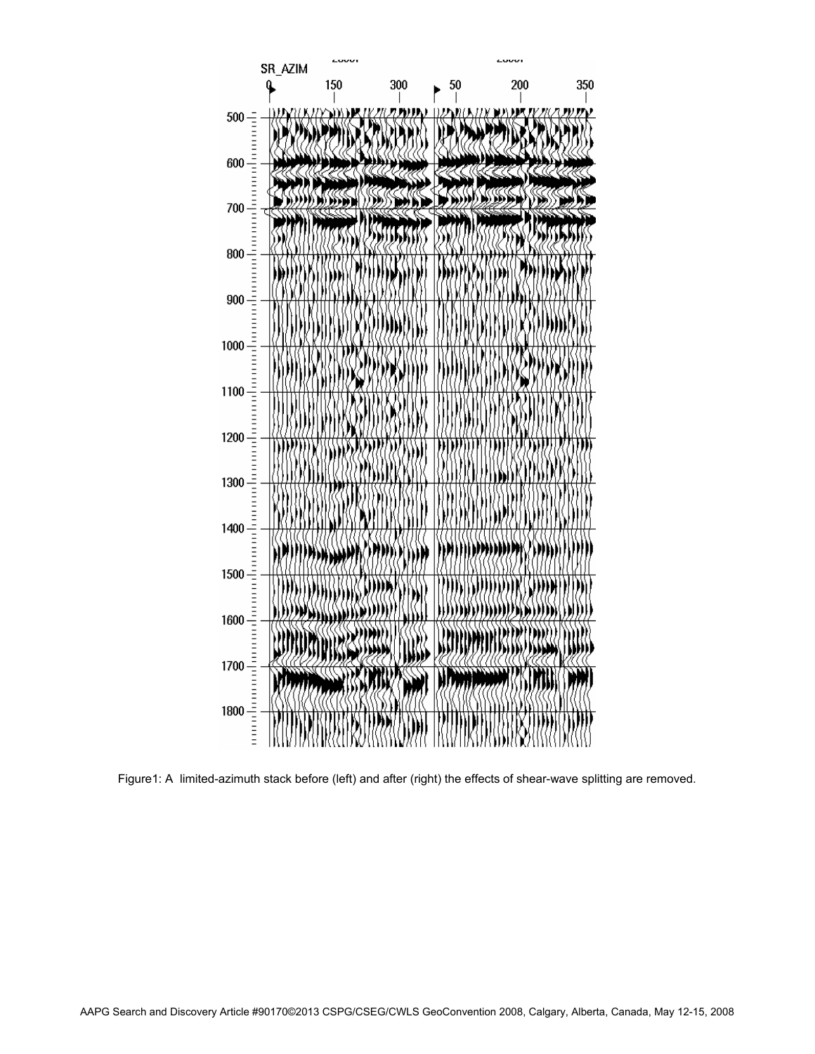Figure1: A limited-azimuth stack before (left) and after (right) the effects of shear-wave splitting are removed.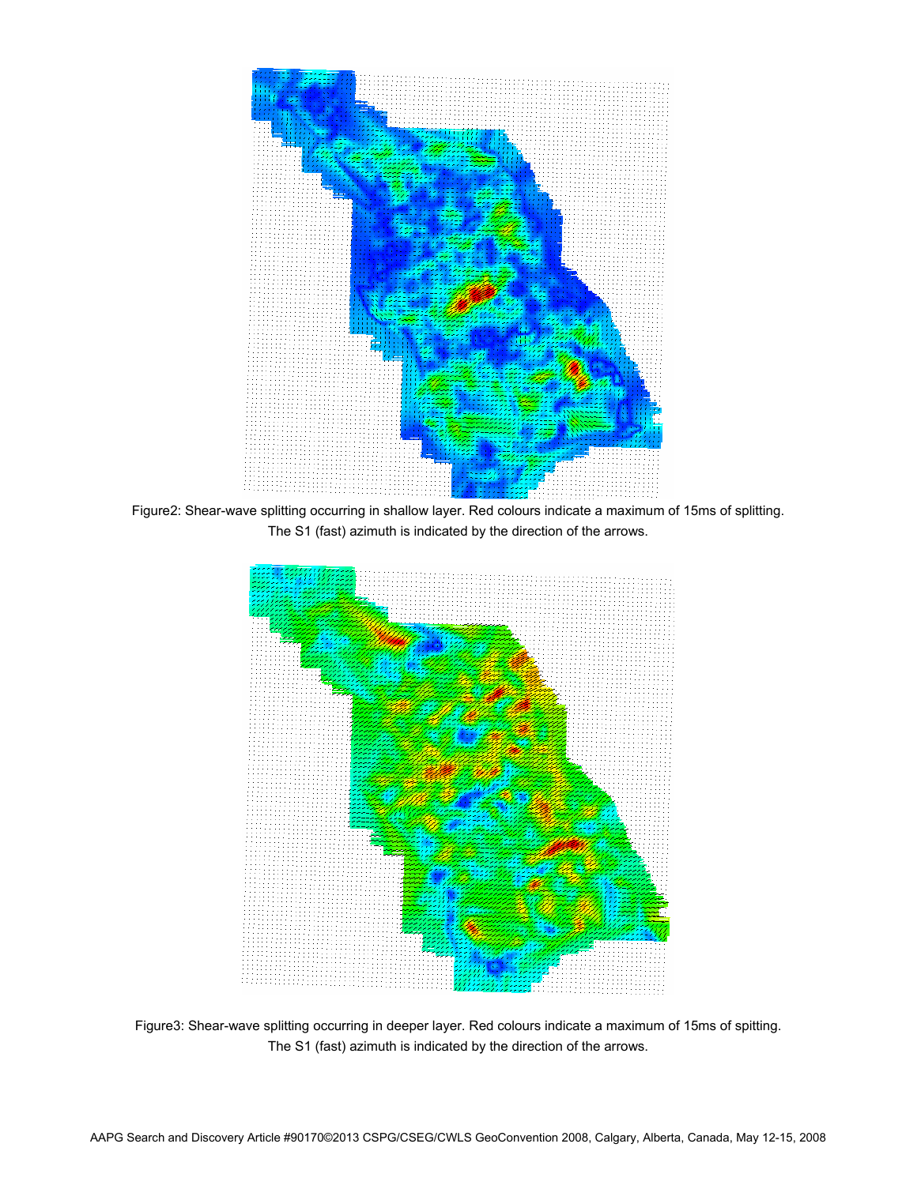Figure2: Shear-wave splitting occurring in shallow layer. Red colours indicate a maximum of 15ms of splitting. The S1 (fast) azimuth is indicated by the direction of the arrows.

Figure3: Shear-wave splitting occurring in deeper layer. Red colours indicate a maximum of 15ms of spitting. The S1 (fast) azimuth is indicated by the direction of the arrows.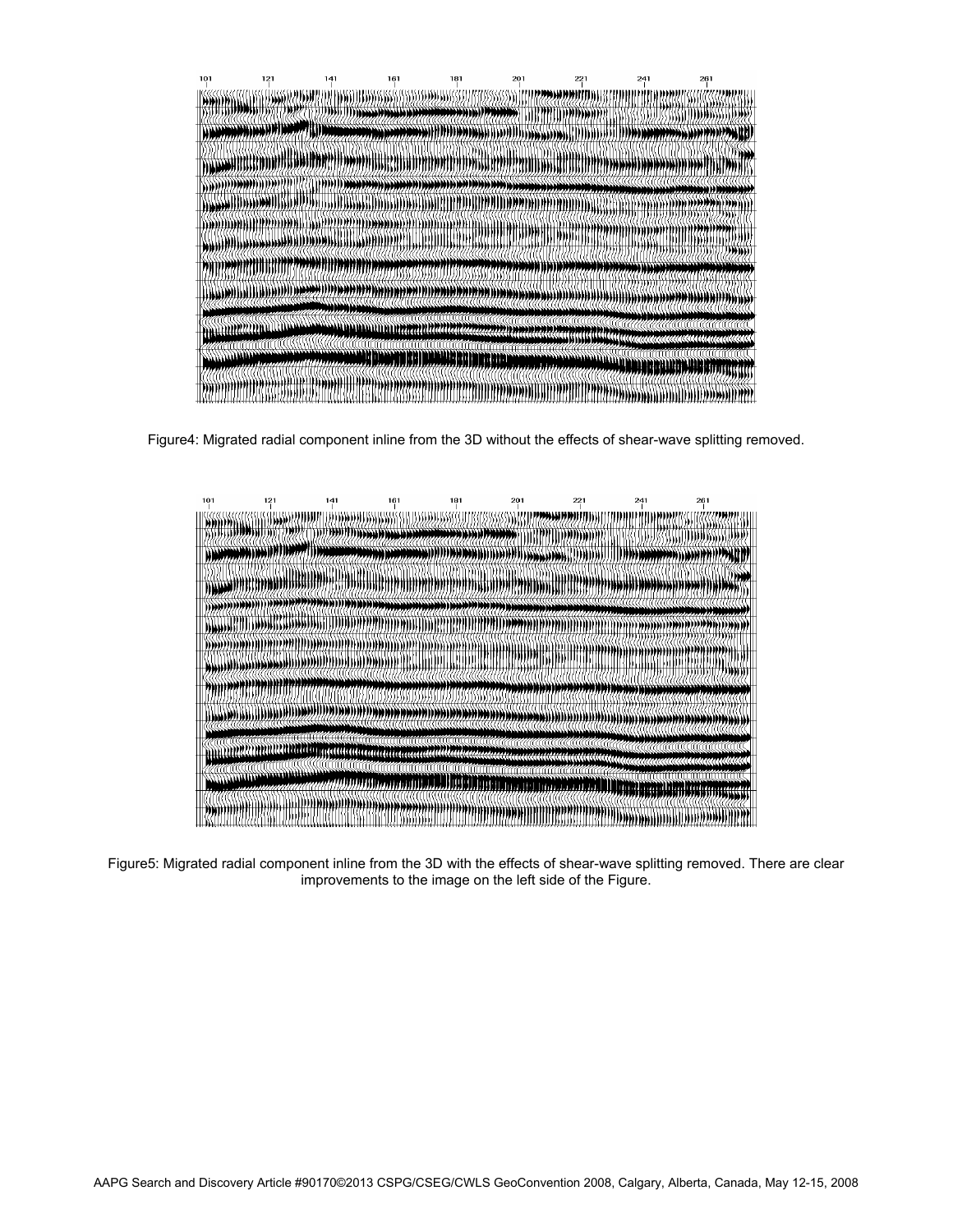101 121 141 161 181 201 221 241 261

Figure4: Migrated radial component inline from the 3D without the effects of shear-wave splitting removed.

101 121 141 161 181 201 221 241 261

Figure5: Migrated radial component inline from the 3D with the effects of shear-wave splitting removed. There are clear improvements to the image on the left side of the Figure.